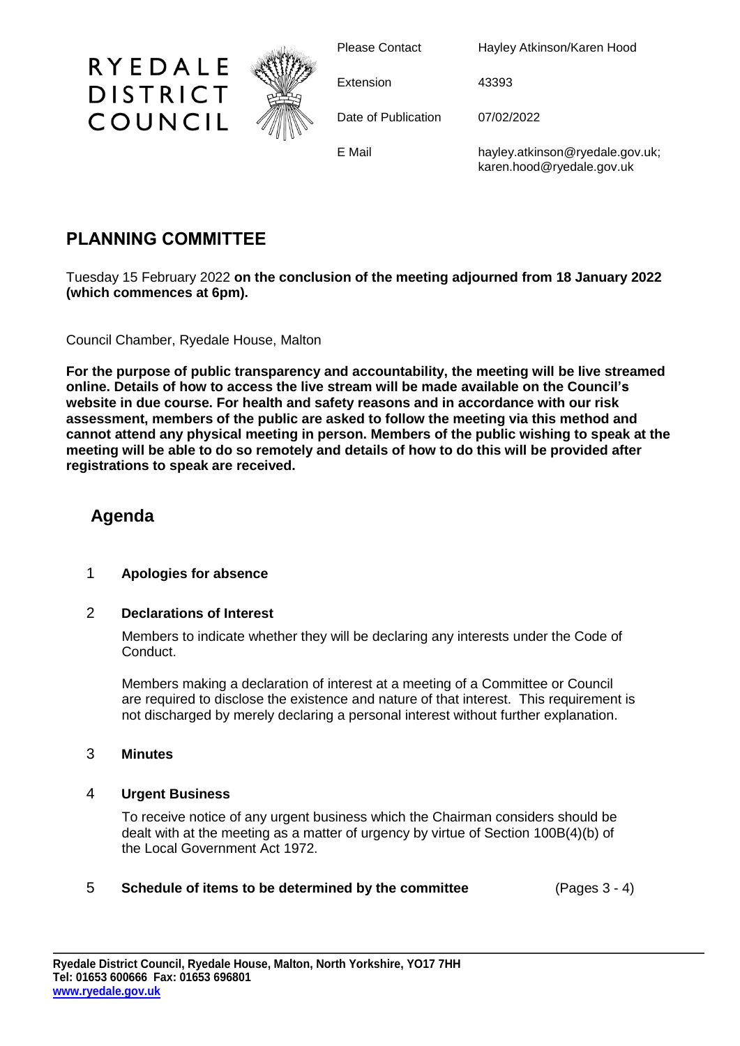RYEDALE DISTRICT COUNCIL

| | |
|---|---|
| Please Contact | Hayley Atkinson/Karen Hood |
| Extension | 43393 |
| Date of Publication | 07/02/2022 |
| E Mail | hayley.atkinson@ryedale.gov.uk; karen.hood@ryedale.gov.uk |

# PLANNING COMMITTEE

Tuesday 15 February 2022 **on the conclusion of the meeting adjourned from 18 January 2022 (which commences at 6pm).**

Council Chamber, Ryedale House, Malton

**For the purpose of public transparency and accountability, the meeting will be live streamed online. Details of how to access the live stream will be made available on the Council's website in due course. For health and safety reasons and in accordance with our risk assessment, members of the public are asked to follow the meeting via this method and cannot attend any physical meeting in person. Members of the public wishing to speak at the meeting will be able to do so remotely and details of how to do this will be provided after registrations to speak are received.**

## Agenda

1 **Apologies for absence**

2 **Declarations of Interest**

Members to indicate whether they will be declaring any interests under the Code of Conduct.

Members making a declaration of interest at a meeting of a Committee or Council are required to disclose the existence and nature of that interest. This requirement is not discharged by merely declaring a personal interest without further explanation.

3 **Minutes**

4 **Urgent Business**

To receive notice of any urgent business which the Chairman considers should be dealt with at the meeting as a matter of urgency by virtue of Section 100B(4)(b) of the Local Government Act 1972.

5 **Schedule of items to be determined by the committee** (Pages 3 - 4)

**Ryedale District Council, Ryedale House, Malton, North Yorkshire, YO17 7HH**
**Tel: 01653 600666 Fax: 01653 696801**
**www.ryedale.gov.uk**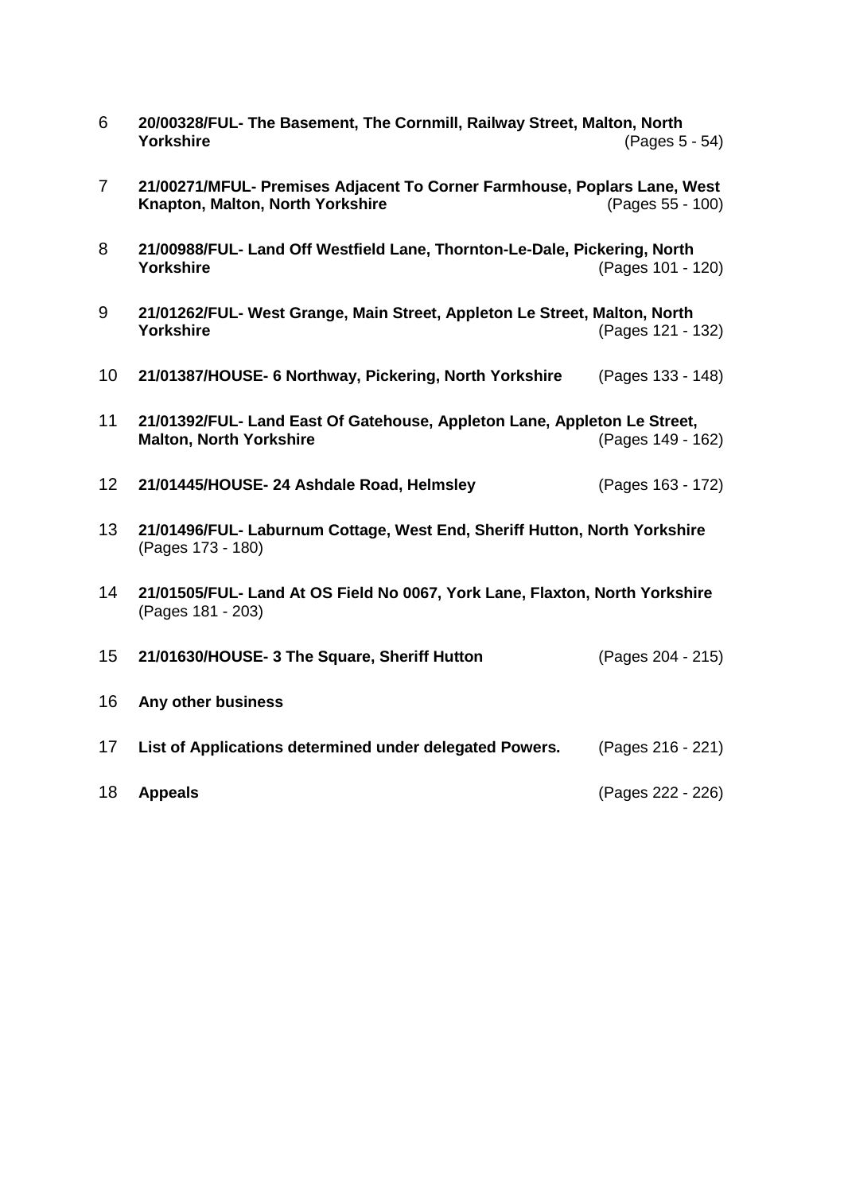6 **20/00328/FUL- The Basement, The Cornmill, Railway Street, Malton, North Yorkshire** (Pages 5 - 54)

7 **21/00271/MFUL- Premises Adjacent To Corner Farmhouse, Poplars Lane, West Knapton, Malton, North Yorkshire** (Pages 55 - 100)

8 **21/00988/FUL- Land Off Westfield Lane, Thornton-Le-Dale, Pickering, North Yorkshire** (Pages 101 - 120)

9 **21/01262/FUL- West Grange, Main Street, Appleton Le Street, Malton, North Yorkshire** (Pages 121 - 132)

10 **21/01387/HOUSE- 6 Northway, Pickering, North Yorkshire** (Pages 133 - 148)

11 **21/01392/FUL- Land East Of Gatehouse, Appleton Lane, Appleton Le Street, Malton, North Yorkshire** (Pages 149 - 162)

12 **21/01445/HOUSE- 24 Ashdale Road, Helmsley** (Pages 163 - 172)

13 **21/01496/FUL- Laburnum Cottage, West End, Sheriff Hutton, North Yorkshire** (Pages 173 - 180)

14 **21/01505/FUL- Land At OS Field No 0067, York Lane, Flaxton, North Yorkshire** (Pages 181 - 203)

15 **21/01630/HOUSE- 3 The Square, Sheriff Hutton** (Pages 204 - 215)

16 **Any other business**

17 **List of Applications determined under delegated Powers.** (Pages 216 - 221)

18 **Appeals** (Pages 222 - 226)